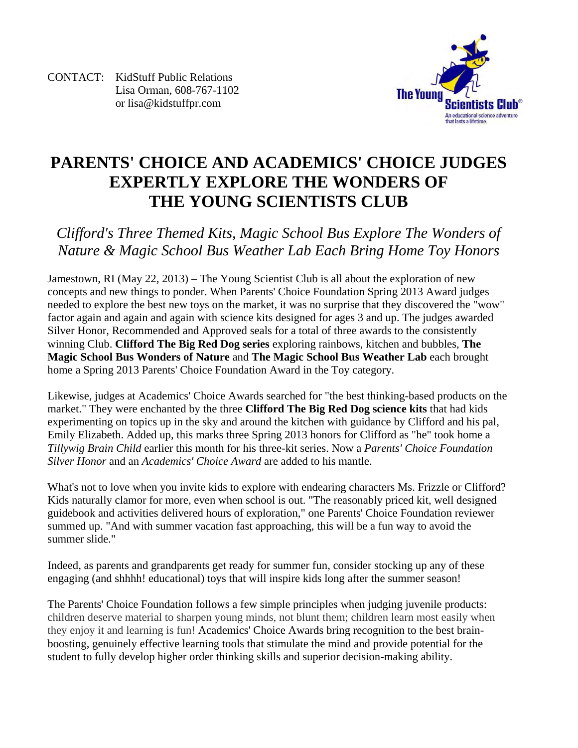CONTACT: KidStuff Public Relations
Lisa Orman, 608-767-1102
or lisa@kidstuffpr.com

The Young Scientists Club®
An educational science adventure that lasts a lifetime.

# PARENTS' CHOICE AND ACADEMICS' CHOICE JUDGES EXPERTLY EXPLORE THE WONDERS OF THE YOUNG SCIENTISTS CLUB

## *Clifford's Three Themed Kits, Magic School Bus Explore The Wonders of Nature & Magic School Bus Weather Lab Each Bring Home Toy Honors*

Jamestown, RI (May 22, 2013) – The Young Scientist Club is all about the exploration of new concepts and new things to ponder. When Parents' Choice Foundation Spring 2013 Award judges needed to explore the best new toys on the market, it was no surprise that they discovered the "wow" factor again and again and again with science kits designed for ages 3 and up. The judges awarded Silver Honor, Recommended and Approved seals for a total of three awards to the consistently winning Club. **Clifford The Big Red Dog series** exploring rainbows, kitchen and bubbles, **The Magic School Bus Wonders of Nature** and **The Magic School Bus Weather Lab** each brought home a Spring 2013 Parents' Choice Foundation Award in the Toy category.

Likewise, judges at Academics' Choice Awards searched for "the best thinking-based products on the market." They were enchanted by the three **Clifford The Big Red Dog science kits** that had kids experimenting on topics up in the sky and around the kitchen with guidance by Clifford and his pal, Emily Elizabeth. Added up, this marks three Spring 2013 honors for Clifford as "he" took home a *Tillywig Brain Child* earlier this month for his three-kit series. Now a *Parents' Choice Foundation Silver Honor* and an *Academics' Choice Award* are added to his mantle.

What's not to love when you invite kids to explore with endearing characters Ms. Frizzle or Clifford? Kids naturally clamor for more, even when school is out. "The reasonably priced kit, well designed guidebook and activities delivered hours of exploration," one Parents' Choice Foundation reviewer summed up. "And with summer vacation fast approaching, this will be a fun way to avoid the summer slide."

Indeed, as parents and grandparents get ready for summer fun, consider stocking up any of these engaging (and shhhh! educational) toys that will inspire kids long after the summer season!

The Parents' Choice Foundation follows a few simple principles when judging juvenile products: children deserve material to sharpen young minds, not blunt them; children learn most easily when they enjoy it and learning is fun! Academics' Choice Awards bring recognition to the best brain-boosting, genuinely effective learning tools that stimulate the mind and provide potential for the student to fully develop higher order thinking skills and superior decision-making ability.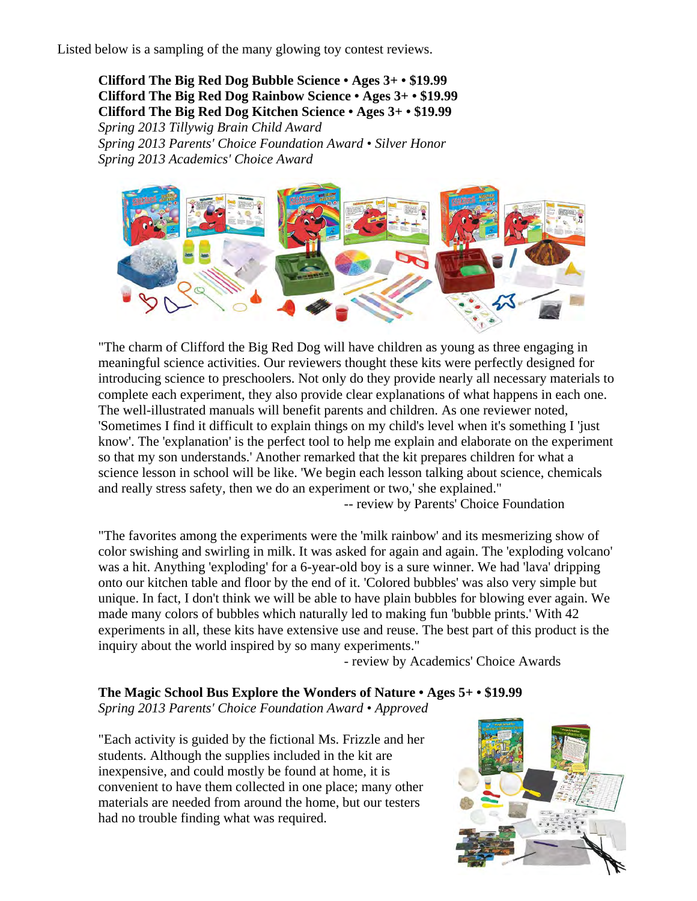Listed below is a sampling of the many glowing toy contest reviews.

**Clifford The Big Red Dog Bubble Science • Ages 3+ • $19.99**
**Clifford The Big Red Dog Rainbow Science • Ages 3+ • $19.99**
**Clifford The Big Red Dog Kitchen Science • Ages 3+ • $19.99**
*Spring 2013 Tillywig Brain Child Award*
*Spring 2013 Parents' Choice Foundation Award • Silver Honor*
*Spring 2013 Academics' Choice Award*

"The charm of Clifford the Big Red Dog will have children as young as three engaging in meaningful science activities. Our reviewers thought these kits were perfectly designed for introducing science to preschoolers. Not only do they provide nearly all necessary materials to complete each experiment, they also provide clear explanations of what happens in each one. The well-illustrated manuals will benefit parents and children. As one reviewer noted, 'Sometimes I find it difficult to explain things on my child's level when it's something I 'just know'. The 'explanation' is the perfect tool to help me explain and elaborate on the experiment so that my son understands.' Another remarked that the kit prepares children for what a science lesson in school will be like. 'We begin each lesson talking about science, chemicals and really stress safety, then we do an experiment or two,' she explained."

-- review by Parents' Choice Foundation

"The favorites among the experiments were the 'milk rainbow' and its mesmerizing show of color swishing and swirling in milk. It was asked for again and again. The 'exploding volcano' was a hit. Anything 'exploding' for a 6-year-old boy is a sure winner. We had 'lava' dripping onto our kitchen table and floor by the end of it. 'Colored bubbles' was also very simple but unique. In fact, I don't think we will be able to have plain bubbles for blowing ever again. We made many colors of bubbles which naturally led to making fun 'bubble prints.' With 42 experiments in all, these kits have extensive use and reuse. The best part of this product is the inquiry about the world inspired by so many experiments."

- review by Academics' Choice Awards

**The Magic School Bus Explore the Wonders of Nature • Ages 5+ • $19.99**
*Spring 2013 Parents' Choice Foundation Award • Approved*

"Each activity is guided by the fictional Ms. Frizzle and her students. Although the supplies included in the kit are inexpensive, and could mostly be found at home, it is convenient to have them collected in one place; many other materials are needed from around the home, but our testers had no trouble finding what was required.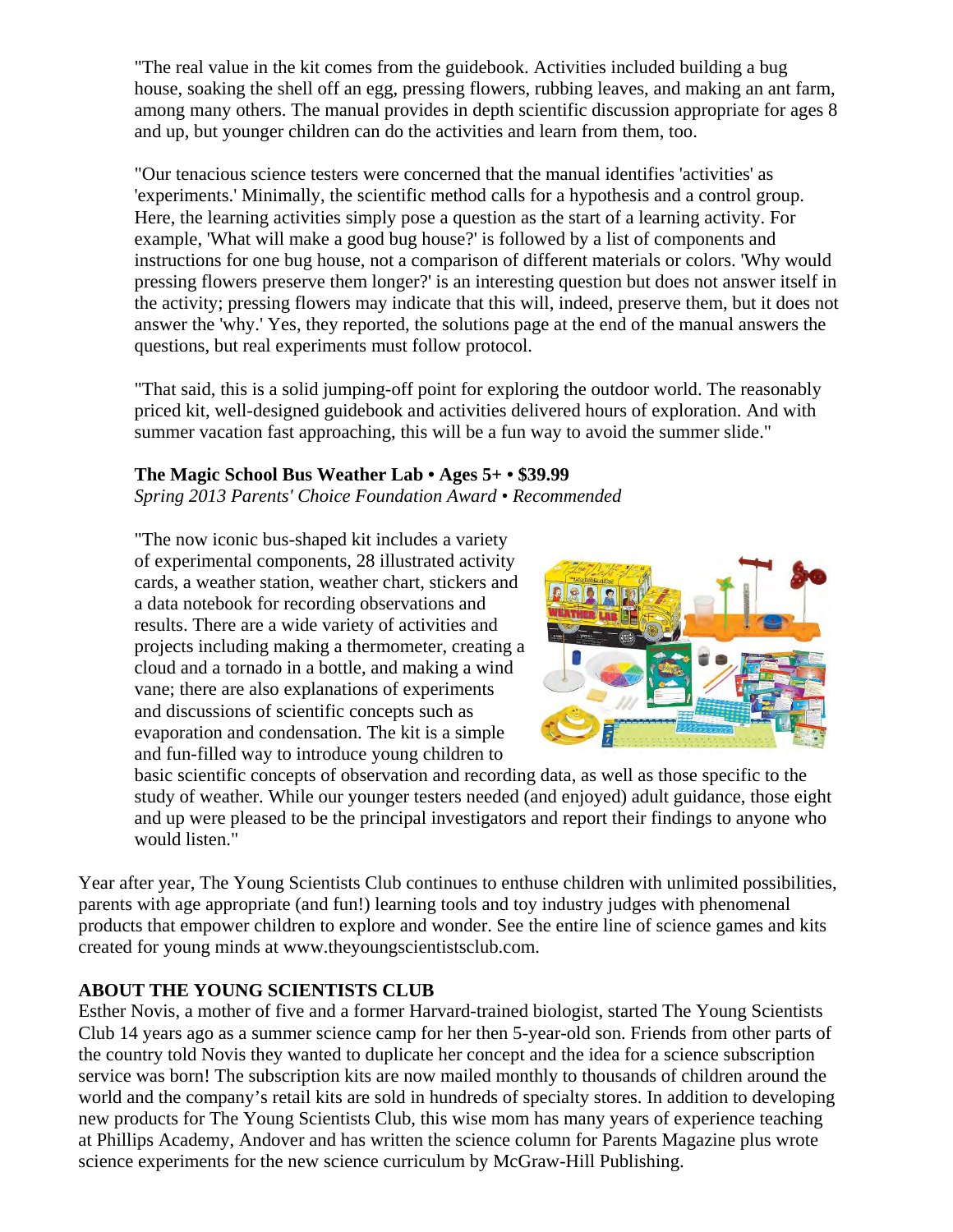"The real value in the kit comes from the guidebook. Activities included building a bug house, soaking the shell off an egg, pressing flowers, rubbing leaves, and making an ant farm, among many others. The manual provides in depth scientific discussion appropriate for ages 8 and up, but younger children can do the activities and learn from them, too.

"Our tenacious science testers were concerned that the manual identifies 'activities' as 'experiments.' Minimally, the scientific method calls for a hypothesis and a control group. Here, the learning activities simply pose a question as the start of a learning activity. For example, 'What will make a good bug house?' is followed by a list of components and instructions for one bug house, not a comparison of different materials or colors. 'Why would pressing flowers preserve them longer?' is an interesting question but does not answer itself in the activity; pressing flowers may indicate that this will, indeed, preserve them, but it does not answer the 'why.' Yes, they reported, the solutions page at the end of the manual answers the questions, but real experiments must follow protocol.

"That said, this is a solid jumping-off point for exploring the outdoor world. The reasonably priced kit, well-designed guidebook and activities delivered hours of exploration. And with summer vacation fast approaching, this will be a fun way to avoid the summer slide."

**The Magic School Bus Weather Lab • Ages 5+ • $39.99**
*Spring 2013 Parents' Choice Foundation Award • Recommended*

"The now iconic bus-shaped kit includes a variety of experimental components, 28 illustrated activity cards, a weather station, weather chart, stickers and a data notebook for recording observations and results. There are a wide variety of activities and projects including making a thermometer, creating a cloud and a tornado in a bottle, and making a wind vane; there are also explanations of experiments and discussions of scientific concepts such as evaporation and condensation. The kit is a simple and fun-filled way to introduce young children to basic scientific concepts of observation and recording data, as well as those specific to the study of weather. While our younger testers needed (and enjoyed) adult guidance, those eight and up were pleased to be the principal investigators and report their findings to anyone who would listen."

Year after year, The Young Scientists Club continues to enthuse children with unlimited possibilities, parents with age appropriate (and fun!) learning tools and toy industry judges with phenomenal products that empower children to explore and wonder. See the entire line of science games and kits created for young minds at www.theyoungscientistsclub.com.

**ABOUT THE YOUNG SCIENTISTS CLUB**

Esther Novis, a mother of five and a former Harvard-trained biologist, started The Young Scientists Club 14 years ago as a summer science camp for her then 5-year-old son. Friends from other parts of the country told Novis they wanted to duplicate her concept and the idea for a science subscription service was born! The subscription kits are now mailed monthly to thousands of children around the world and the company's retail kits are sold in hundreds of specialty stores. In addition to developing new products for The Young Scientists Club, this wise mom has many years of experience teaching at Phillips Academy, Andover and has written the science column for Parents Magazine plus wrote science experiments for the new science curriculum by McGraw-Hill Publishing.